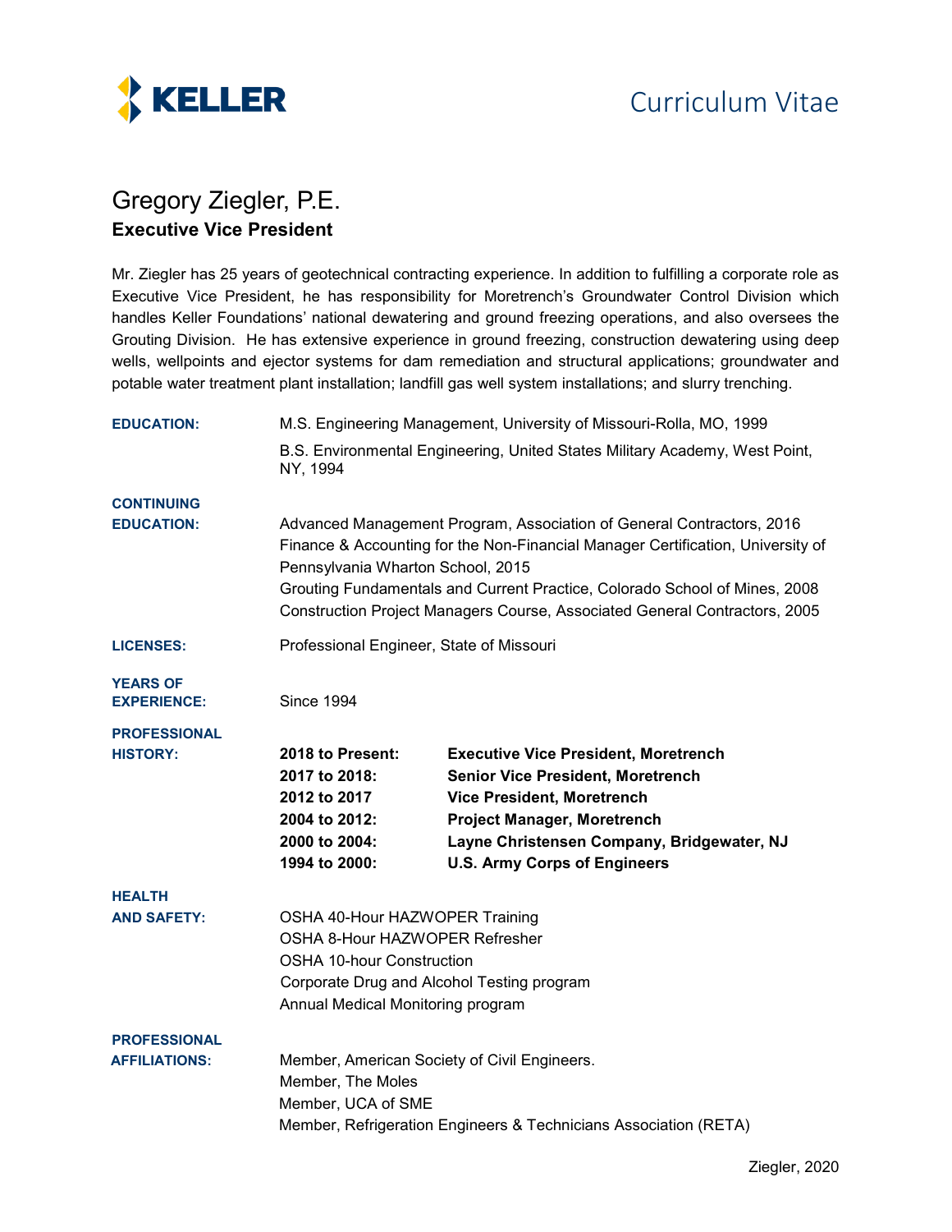KELLER

Curriculum Vitae

# Gregory Ziegler, P.E.

**Executive Vice President**

Mr. Ziegler has 25 years of geotechnical contracting experience. In addition to fulfilling a corporate role as Executive Vice President, he has responsibility for Moretrench's Groundwater Control Division which handles Keller Foundations' national dewatering and ground freezing operations, and also oversees the Grouting Division. He has extensive experience in ground freezing, construction dewatering using deep wells, wellpoints and ejector systems for dam remediation and structural applications; groundwater and potable water treatment plant installation; landfill gas well system installations; and slurry trenching.

**EDUCATION:**

M.S. Engineering Management, University of Missouri-Rolla, MO, 1999

B.S. Environmental Engineering, United States Military Academy, West Point, NY, 1994

**CONTINUING EDUCATION:**

Advanced Management Program, Association of General Contractors, 2016
Finance & Accounting for the Non-Financial Manager Certification, University of Pennsylvania Wharton School, 2015
Grouting Fundamentals and Current Practice, Colorado School of Mines, 2008
Construction Project Managers Course, Associated General Contractors, 2005

**LICENSES:**

Professional Engineer, State of Missouri

**YEARS OF EXPERIENCE:**

Since 1994

**PROFESSIONAL HISTORY:**

| | |
|---|---|
| **2018 to Present:** | **Executive Vice President, Moretrench** |
| **2017 to 2018:** | **Senior Vice President, Moretrench** |
| **2012 to 2017** | **Vice President, Moretrench** |
| **2004 to 2012:** | **Project Manager, Moretrench** |
| **2000 to 2004:** | **Layne Christensen Company, Bridgewater, NJ** |
| **1994 to 2000:** | **U.S. Army Corps of Engineers** |

**HEALTH AND SAFETY:**

OSHA 40-Hour HAZWOPER Training
OSHA 8-Hour HAZWOPER Refresher
OSHA 10-hour Construction
Corporate Drug and Alcohol Testing program
Annual Medical Monitoring program

**PROFESSIONAL AFFILIATIONS:**

Member, American Society of Civil Engineers.
Member, The Moles
Member, UCA of SME
Member, Refrigeration Engineers & Technicians Association (RETA)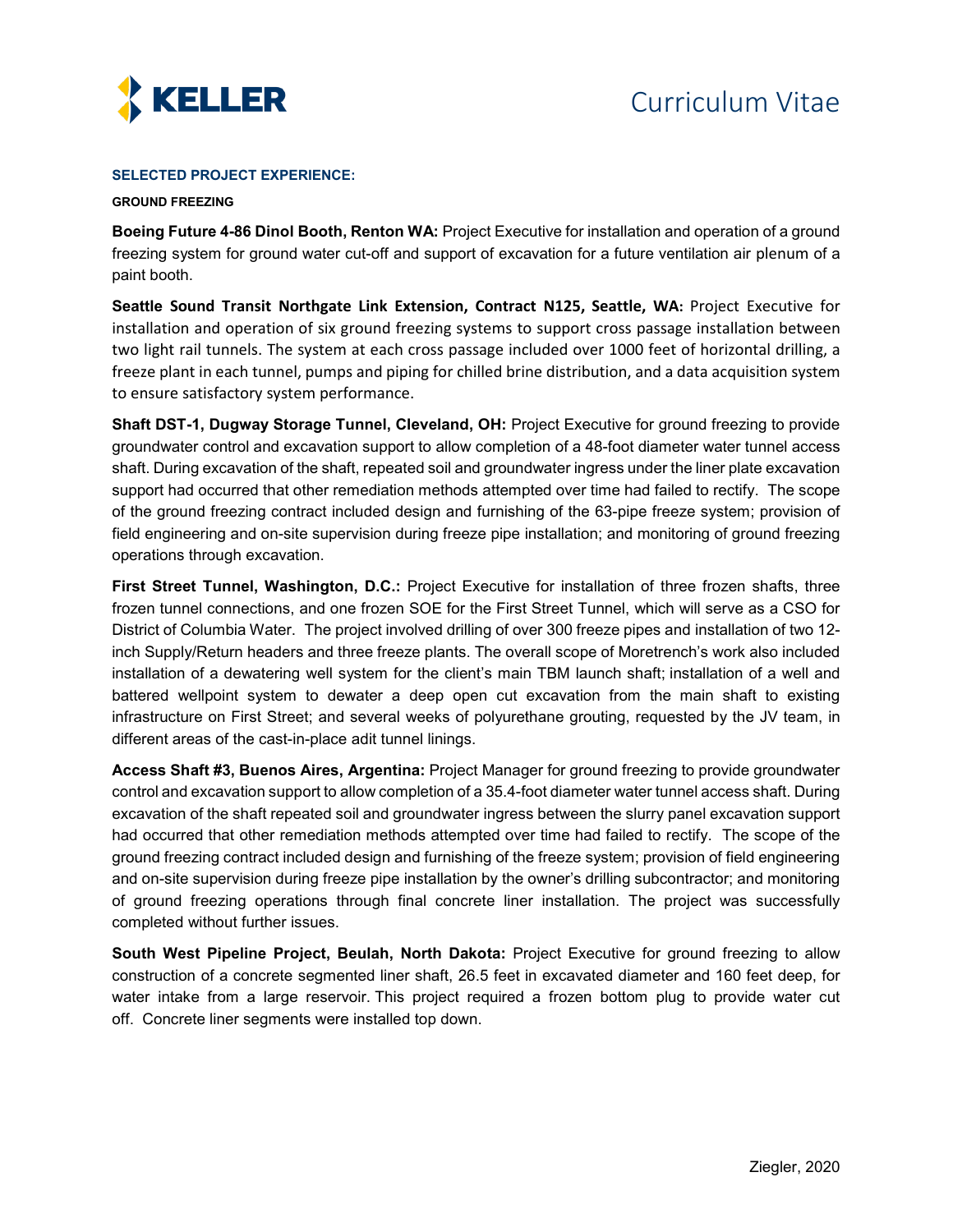## SELECTED PROJECT EXPERIENCE:

### GROUND FREEZING

**Boeing Future 4-86 Dinol Booth, Renton WA:** Project Executive for installation and operation of a ground freezing system for ground water cut-off and support of excavation for a future ventilation air plenum of a paint booth.

**Seattle Sound Transit Northgate Link Extension, Contract N125, Seattle, WA:** Project Executive for installation and operation of six ground freezing systems to support cross passage installation between two light rail tunnels. The system at each cross passage included over 1000 feet of horizontal drilling, a freeze plant in each tunnel, pumps and piping for chilled brine distribution, and a data acquisition system to ensure satisfactory system performance.

**Shaft DST-1, Dugway Storage Tunnel, Cleveland, OH:** Project Executive for ground freezing to provide groundwater control and excavation support to allow completion of a 48-foot diameter water tunnel access shaft. During excavation of the shaft, repeated soil and groundwater ingress under the liner plate excavation support had occurred that other remediation methods attempted over time had failed to rectify. The scope of the ground freezing contract included design and furnishing of the 63-pipe freeze system; provision of field engineering and on-site supervision during freeze pipe installation; and monitoring of ground freezing operations through excavation.

**First Street Tunnel, Washington, D.C.:** Project Executive for installation of three frozen shafts, three frozen tunnel connections, and one frozen SOE for the First Street Tunnel, which will serve as a CSO for District of Columbia Water. The project involved drilling of over 300 freeze pipes and installation of two 12-inch Supply/Return headers and three freeze plants. The overall scope of Moretrench's work also included installation of a dewatering well system for the client's main TBM launch shaft; installation of a well and battered wellpoint system to dewater a deep open cut excavation from the main shaft to existing infrastructure on First Street; and several weeks of polyurethane grouting, requested by the JV team, in different areas of the cast-in-place adit tunnel linings.

**Access Shaft #3, Buenos Aires, Argentina:** Project Manager for ground freezing to provide groundwater control and excavation support to allow completion of a 35.4-foot diameter water tunnel access shaft. During excavation of the shaft repeated soil and groundwater ingress between the slurry panel excavation support had occurred that other remediation methods attempted over time had failed to rectify. The scope of the ground freezing contract included design and furnishing of the freeze system; provision of field engineering and on-site supervision during freeze pipe installation by the owner's drilling subcontractor; and monitoring of ground freezing operations through final concrete liner installation. The project was successfully completed without further issues.

**South West Pipeline Project, Beulah, North Dakota:** Project Executive for ground freezing to allow construction of a concrete segmented liner shaft, 26.5 feet in excavated diameter and 160 feet deep, for water intake from a large reservoir. This project required a frozen bottom plug to provide water cut off. Concrete liner segments were installed top down.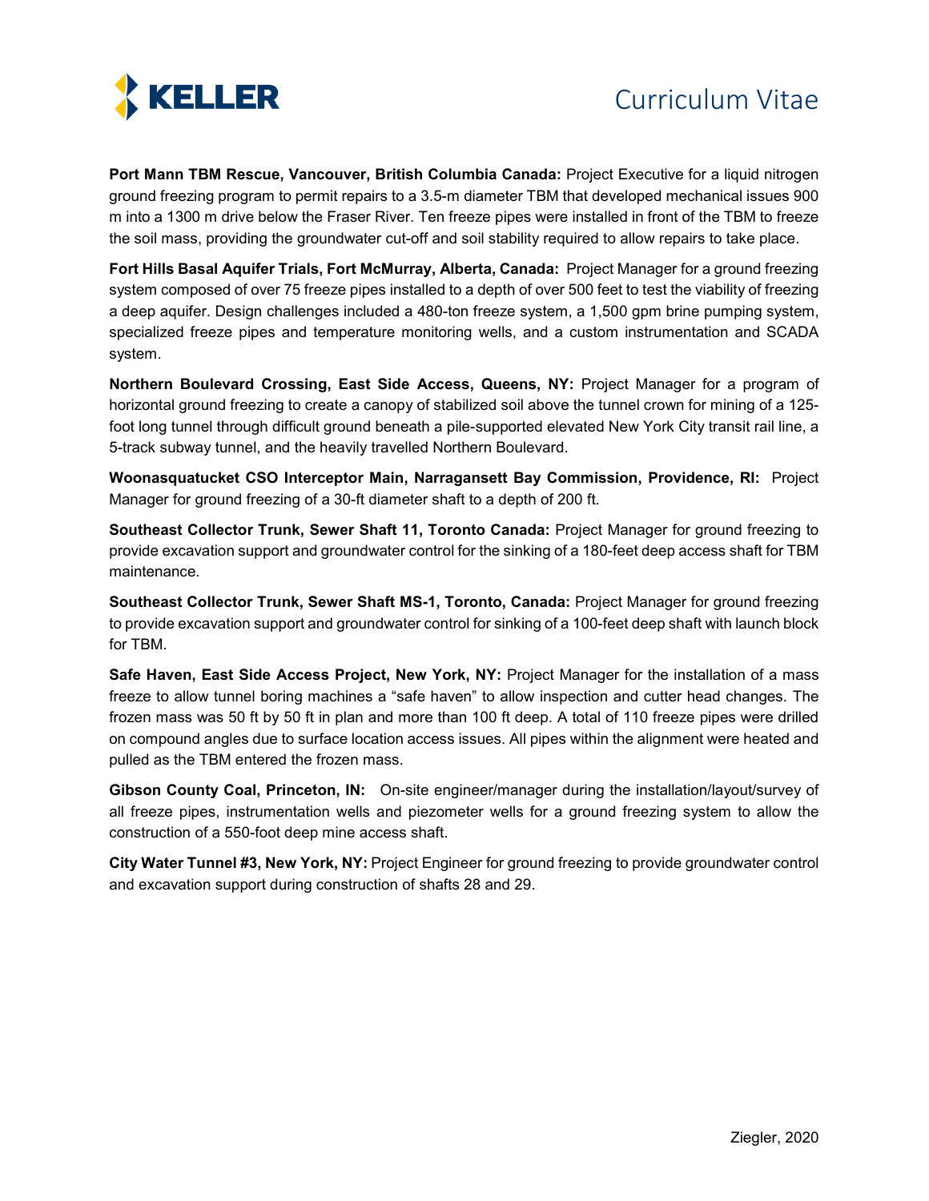**Port Mann TBM Rescue, Vancouver, British Columbia Canada:** Project Executive for a liquid nitrogen ground freezing program to permit repairs to a 3.5-m diameter TBM that developed mechanical issues 900 m into a 1300 m drive below the Fraser River. Ten freeze pipes were installed in front of the TBM to freeze the soil mass, providing the groundwater cut-off and soil stability required to allow repairs to take place.

**Fort Hills Basal Aquifer Trials, Fort McMurray, Alberta, Canada:** Project Manager for a ground freezing system composed of over 75 freeze pipes installed to a depth of over 500 feet to test the viability of freezing a deep aquifer. Design challenges included a 480-ton freeze system, a 1,500 gpm brine pumping system, specialized freeze pipes and temperature monitoring wells, and a custom instrumentation and SCADA system.

**Northern Boulevard Crossing, East Side Access, Queens, NY:** Project Manager for a program of horizontal ground freezing to create a canopy of stabilized soil above the tunnel crown for mining of a 125-foot long tunnel through difficult ground beneath a pile-supported elevated New York City transit rail line, a 5-track subway tunnel, and the heavily travelled Northern Boulevard.

**Woonasquatucket CSO Interceptor Main, Narragansett Bay Commission, Providence, RI:** Project Manager for ground freezing of a 30-ft diameter shaft to a depth of 200 ft.

**Southeast Collector Trunk, Sewer Shaft 11, Toronto Canada:** Project Manager for ground freezing to provide excavation support and groundwater control for the sinking of a 180-feet deep access shaft for TBM maintenance.

**Southeast Collector Trunk, Sewer Shaft MS-1, Toronto, Canada:** Project Manager for ground freezing to provide excavation support and groundwater control for sinking of a 100-feet deep shaft with launch block for TBM.

**Safe Haven, East Side Access Project, New York, NY:** Project Manager for the installation of a mass freeze to allow tunnel boring machines a "safe haven" to allow inspection and cutter head changes. The frozen mass was 50 ft by 50 ft in plan and more than 100 ft deep. A total of 110 freeze pipes were drilled on compound angles due to surface location access issues. All pipes within the alignment were heated and pulled as the TBM entered the frozen mass.

**Gibson County Coal, Princeton, IN:** On-site engineer/manager during the installation/layout/survey of all freeze pipes, instrumentation wells and piezometer wells for a ground freezing system to allow the construction of a 550-foot deep mine access shaft.

**City Water Tunnel #3, New York, NY:** Project Engineer for ground freezing to provide groundwater control and excavation support during construction of shafts 28 and 29.